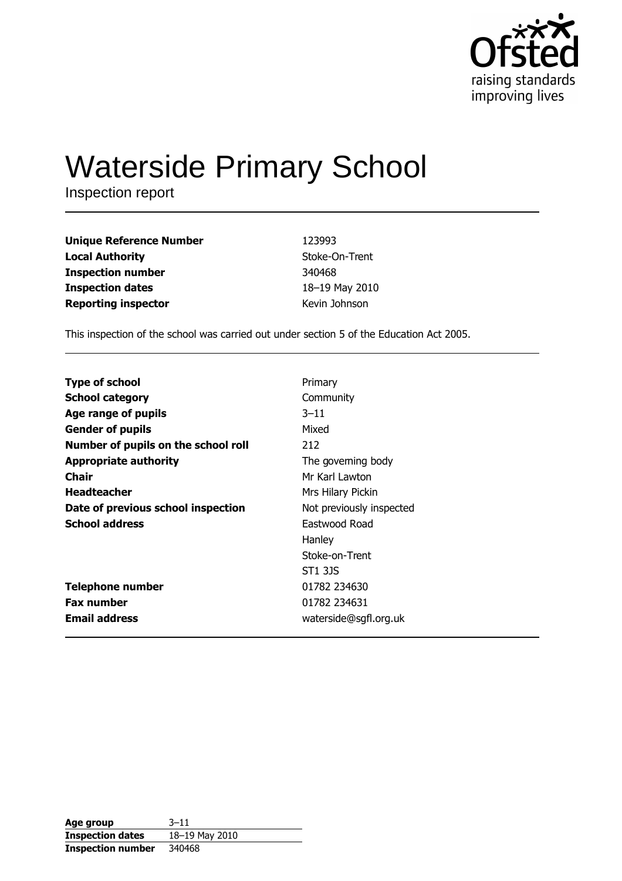Ofsted
raising standards
improving lives

# Waterside Primary School

Inspection report

| | |
|---|---|
| **Unique Reference Number** | 123993 |
| **Local Authority** | Stoke-On-Trent |
| **Inspection number** | 340468 |
| **Inspection dates** | 18–19 May 2010 |
| **Reporting inspector** | Kevin Johnson |

This inspection of the school was carried out under section 5 of the Education Act 2005.

| | |
|---|---|
| **Type of school** | Primary |
| **School category** | Community |
| **Age range of pupils** | 3–11 |
| **Gender of pupils** | Mixed |
| **Number of pupils on the school roll** | 212 |
| **Appropriate authority** | The governing body |
| **Chair** | Mr Karl Lawton |
| **Headteacher** | Mrs Hilary Pickin |
| **Date of previous school inspection** | Not previously inspected |
| **School address** | Eastwood Road<br>Hanley<br>Stoke-on-Trent<br>ST1 3JS |
| **Telephone number** | 01782 234630 |
| **Fax number** | 01782 234631 |
| **Email address** | waterside@sgfl.org.uk |

| | |
|---|---|
| **Age group** | 3–11 |
| **Inspection dates** | 18–19 May 2010 |
| **Inspection number** | 340468 |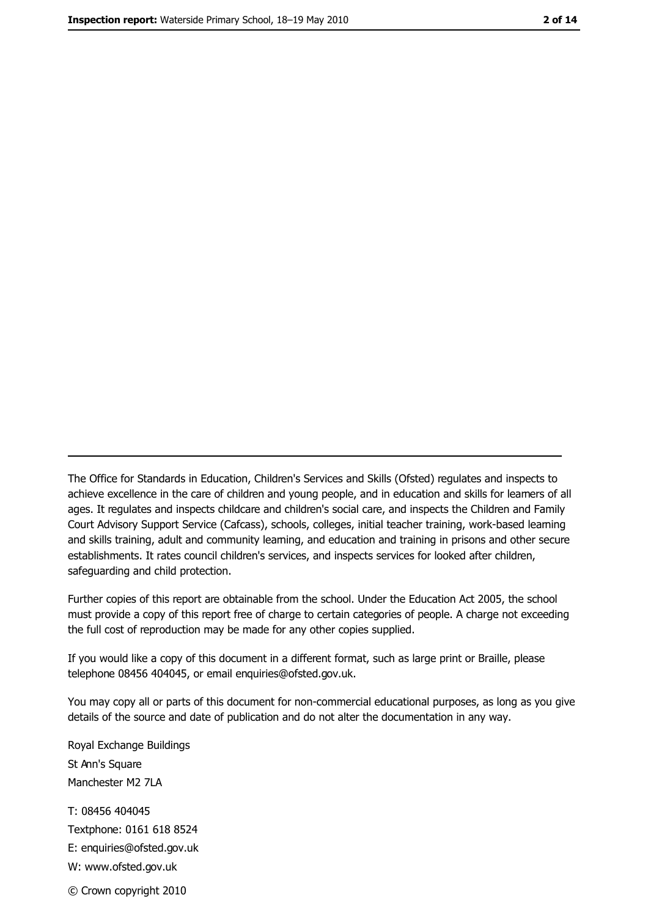---

The Office for Standards in Education, Children's Services and Skills (Ofsted) regulates and inspects to achieve excellence in the care of children and young people, and in education and skills for learners of all ages. It regulates and inspects childcare and children's social care, and inspects the Children and Family Court Advisory Support Service (Cafcass), schools, colleges, initial teacher training, work-based learning and skills training, adult and community learning, and education and training in prisons and other secure establishments. It rates council children's services, and inspects services for looked after children, safeguarding and child protection.

Further copies of this report are obtainable from the school. Under the Education Act 2005, the school must provide a copy of this report free of charge to certain categories of people. A charge not exceeding the full cost of reproduction may be made for any other copies supplied.

If you would like a copy of this document in a different format, such as large print or Braille, please telephone 08456 404045, or email enquiries@ofsted.gov.uk.

You may copy all or parts of this document for non-commercial educational purposes, as long as you give details of the source and date of publication and do not alter the documentation in any way.

Royal Exchange Buildings
St Ann's Square
Manchester M2 7LA

T: 08456 404045
Textphone: 0161 618 8524
E: enquiries@ofsted.gov.uk
W: www.ofsted.gov.uk

© Crown copyright 2010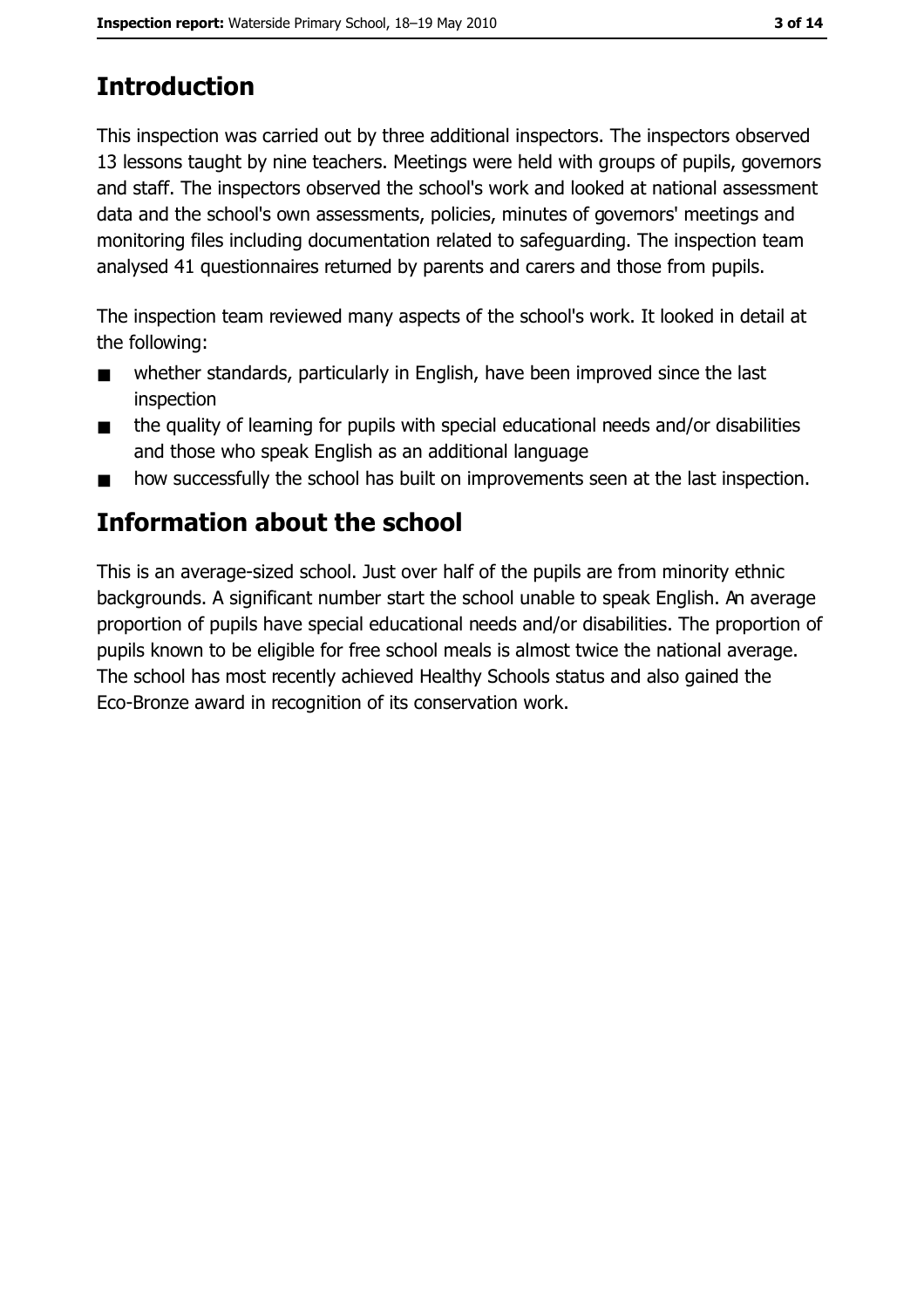## Introduction

This inspection was carried out by three additional inspectors. The inspectors observed 13 lessons taught by nine teachers. Meetings were held with groups of pupils, governors and staff. The inspectors observed the school's work and looked at national assessment data and the school's own assessments, policies, minutes of governors' meetings and monitoring files including documentation related to safeguarding. The inspection team analysed 41 questionnaires returned by parents and carers and those from pupils.

The inspection team reviewed many aspects of the school's work. It looked in detail at the following:

- whether standards, particularly in English, have been improved since the last inspection
- the quality of learning for pupils with special educational needs and/or disabilities and those who speak English as an additional language
- how successfully the school has built on improvements seen at the last inspection.

## Information about the school

This is an average-sized school. Just over half of the pupils are from minority ethnic backgrounds. A significant number start the school unable to speak English. An average proportion of pupils have special educational needs and/or disabilities. The proportion of pupils known to be eligible for free school meals is almost twice the national average. The school has most recently achieved Healthy Schools status and also gained the Eco-Bronze award in recognition of its conservation work.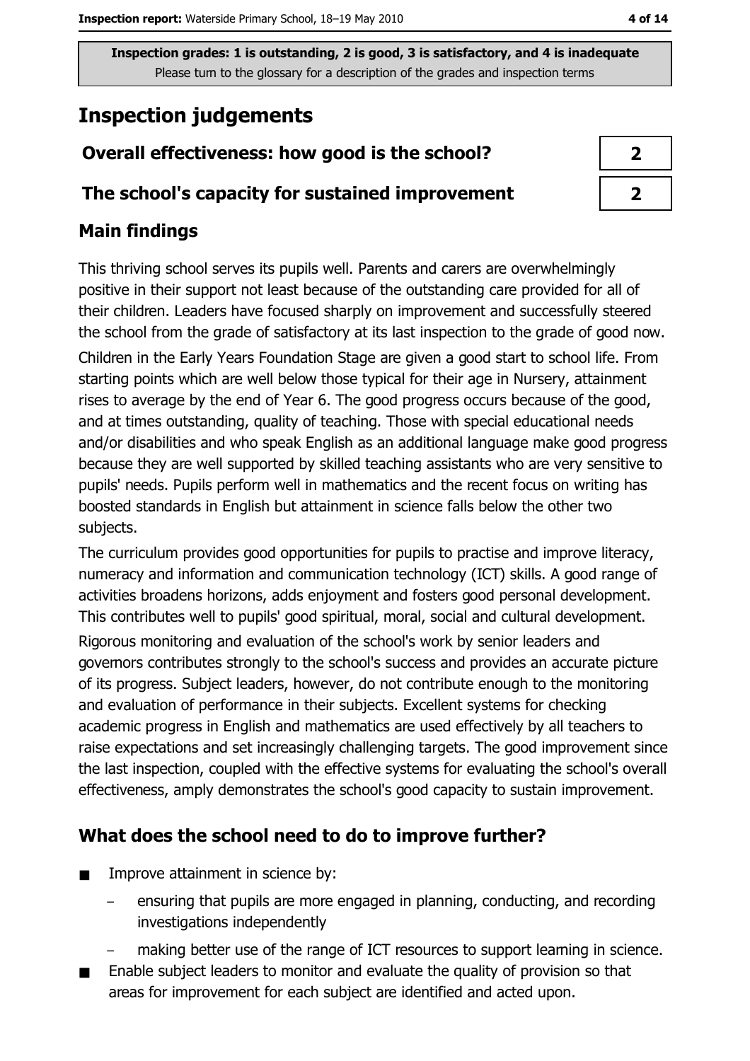Inspection grades: 1 is outstanding, 2 is good, 3 is satisfactory, and 4 is inadequate
Please turn to the glossary for a description of the grades and inspection terms

# Inspection judgements

| Overall effectiveness: how good is the school? | 2 |
| --- | --- |
| The school's capacity for sustained improvement | 2 |

## Main findings

This thriving school serves its pupils well. Parents and carers are overwhelmingly positive in their support not least because of the outstanding care provided for all of their children. Leaders have focused sharply on improvement and successfully steered the school from the grade of satisfactory at its last inspection to the grade of good now.

Children in the Early Years Foundation Stage are given a good start to school life. From starting points which are well below those typical for their age in Nursery, attainment rises to average by the end of Year 6. The good progress occurs because of the good, and at times outstanding, quality of teaching. Those with special educational needs and/or disabilities and who speak English as an additional language make good progress because they are well supported by skilled teaching assistants who are very sensitive to pupils' needs. Pupils perform well in mathematics and the recent focus on writing has boosted standards in English but attainment in science falls below the other two subjects.

The curriculum provides good opportunities for pupils to practise and improve literacy, numeracy and information and communication technology (ICT) skills. A good range of activities broadens horizons, adds enjoyment and fosters good personal development. This contributes well to pupils' good spiritual, moral, social and cultural development.

Rigorous monitoring and evaluation of the school's work by senior leaders and governors contributes strongly to the school's success and provides an accurate picture of its progress. Subject leaders, however, do not contribute enough to the monitoring and evaluation of performance in their subjects. Excellent systems for checking academic progress in English and mathematics are used effectively by all teachers to raise expectations and set increasingly challenging targets. The good improvement since the last inspection, coupled with the effective systems for evaluating the school's overall effectiveness, amply demonstrates the school's good capacity to sustain improvement.

## What does the school need to do to improve further?

- Improve attainment in science by:
  - ensuring that pupils are more engaged in planning, conducting, and recording investigations independently
  - making better use of the range of ICT resources to support learning in science.
- Enable subject leaders to monitor and evaluate the quality of provision so that areas for improvement for each subject are identified and acted upon.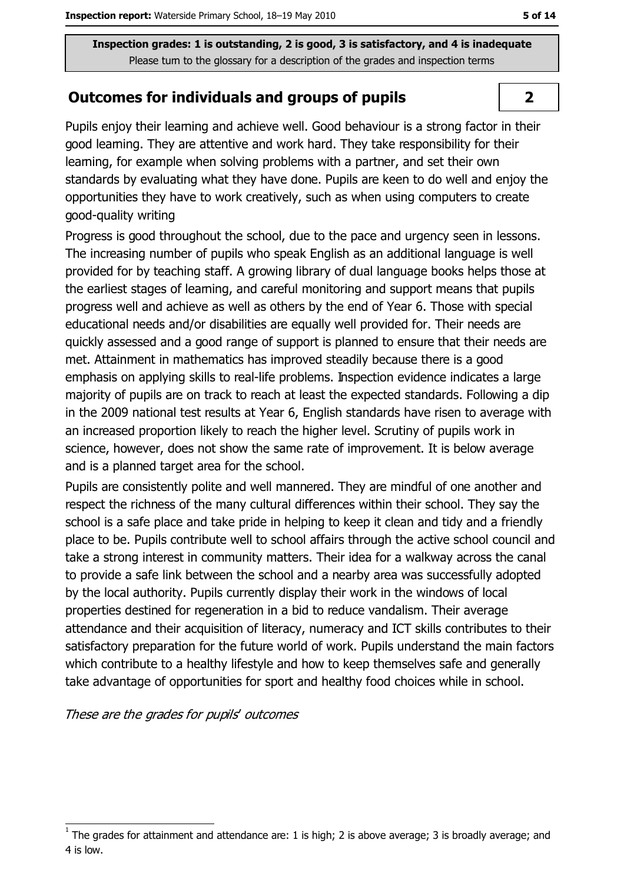**Inspection grades: 1 is outstanding, 2 is good, 3 is satisfactory, and 4 is inadequate**
Please turn to the glossary for a description of the grades and inspection terms

## Outcomes for individuals and groups of pupils

**2**

Pupils enjoy their learning and achieve well. Good behaviour is a strong factor in their good learning. They are attentive and work hard. They take responsibility for their learning, for example when solving problems with a partner, and set their own standards by evaluating what they have done. Pupils are keen to do well and enjoy the opportunities they have to work creatively, such as when using computers to create good-quality writing

Progress is good throughout the school, due to the pace and urgency seen in lessons. The increasing number of pupils who speak English as an additional language is well provided for by teaching staff. A growing library of dual language books helps those at the earliest stages of learning, and careful monitoring and support means that pupils progress well and achieve as well as others by the end of Year 6. Those with special educational needs and/or disabilities are equally well provided for. Their needs are quickly assessed and a good range of support is planned to ensure that their needs are met. Attainment in mathematics has improved steadily because there is a good emphasis on applying skills to real-life problems. Inspection evidence indicates a large majority of pupils are on track to reach at least the expected standards. Following a dip in the 2009 national test results at Year 6, English standards have risen to average with an increased proportion likely to reach the higher level. Scrutiny of pupils work in science, however, does not show the same rate of improvement. It is below average and is a planned target area for the school.

Pupils are consistently polite and well mannered. They are mindful of one another and respect the richness of the many cultural differences within their school. They say the school is a safe place and take pride in helping to keep it clean and tidy and a friendly place to be. Pupils contribute well to school affairs through the active school council and take a strong interest in community matters. Their idea for a walkway across the canal to provide a safe link between the school and a nearby area was successfully adopted by the local authority. Pupils currently display their work in the windows of local properties destined for regeneration in a bid to reduce vandalism. Their average attendance and their acquisition of literacy, numeracy and ICT skills contributes to their satisfactory preparation for the future world of work. Pupils understand the main factors which contribute to a healthy lifestyle and how to keep themselves safe and generally take advantage of opportunities for sport and healthy food choices while in school.

*These are the grades for pupils' outcomes*

[1] The grades for attainment and attendance are: 1 is high; 2 is above average; 3 is broadly average; and 4 is low.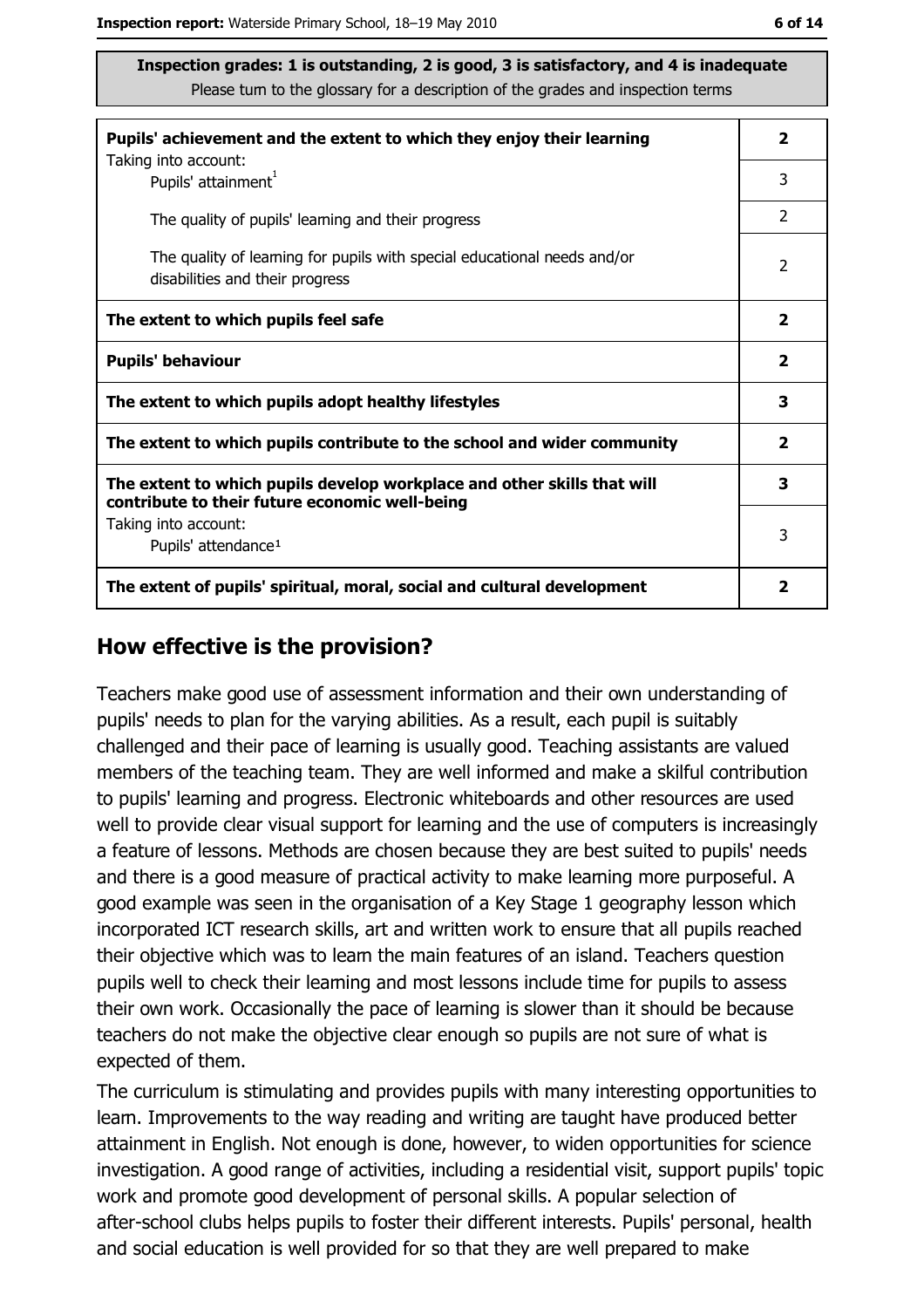**Inspection grades: 1 is outstanding, 2 is good, 3 is satisfactory, and 4 is inadequate**
Please turn to the glossary for a description of the grades and inspection terms

| | |
|---|---|
| **Pupils' achievement and the extent to which they enjoy their learning** | **2** |
| Taking into account: Pupils' attainment[1] | 3 |
| The quality of pupils' learning and their progress | 2 |
| The quality of learning for pupils with special educational needs and/or disabilities and their progress | 2 |
| **The extent to which pupils feel safe** | **2** |
| **Pupils' behaviour** | **2** |
| **The extent to which pupils adopt healthy lifestyles** | **3** |
| **The extent to which pupils contribute to the school and wider community** | **2** |
| **The extent to which pupils develop workplace and other skills that will contribute to their future economic well-being** | **3** |
| Taking into account: Pupils' attendance[1] | 3 |
| **The extent of pupils' spiritual, moral, social and cultural development** | **2** |

## How effective is the provision?

Teachers make good use of assessment information and their own understanding of pupils' needs to plan for the varying abilities. As a result, each pupil is suitably challenged and their pace of learning is usually good. Teaching assistants are valued members of the teaching team. They are well informed and make a skilful contribution to pupils' learning and progress. Electronic whiteboards and other resources are used well to provide clear visual support for learning and the use of computers is increasingly a feature of lessons. Methods are chosen because they are best suited to pupils' needs and there is a good measure of practical activity to make learning more purposeful. A good example was seen in the organisation of a Key Stage 1 geography lesson which incorporated ICT research skills, art and written work to ensure that all pupils reached their objective which was to learn the main features of an island. Teachers question pupils well to check their learning and most lessons include time for pupils to assess their own work. Occasionally the pace of learning is slower than it should be because teachers do not make the objective clear enough so pupils are not sure of what is expected of them.

The curriculum is stimulating and provides pupils with many interesting opportunities to learn. Improvements to the way reading and writing are taught have produced better attainment in English. Not enough is done, however, to widen opportunities for science investigation. A good range of activities, including a residential visit, support pupils' topic work and promote good development of personal skills. A popular selection of after-school clubs helps pupils to foster their different interests. Pupils' personal, health and social education is well provided for so that they are well prepared to make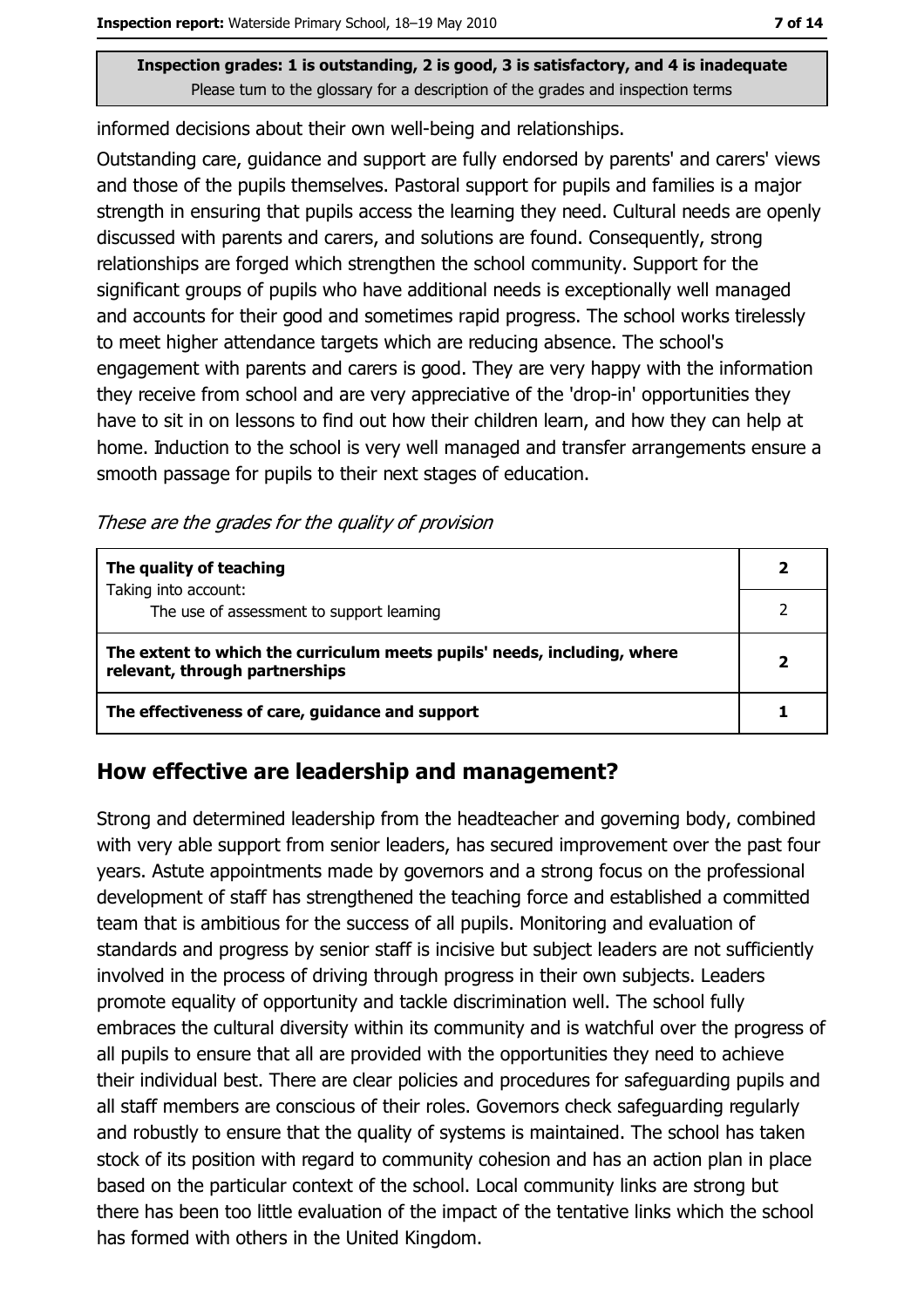informed decisions about their own well-being and relationships.

Outstanding care, guidance and support are fully endorsed by parents' and carers' views and those of the pupils themselves. Pastoral support for pupils and families is a major strength in ensuring that pupils access the learning they need. Cultural needs are openly discussed with parents and carers, and solutions are found. Consequently, strong relationships are forged which strengthen the school community. Support for the significant groups of pupils who have additional needs is exceptionally well managed and accounts for their good and sometimes rapid progress. The school works tirelessly to meet higher attendance targets which are reducing absence. The school's engagement with parents and carers is good. They are very happy with the information they receive from school and are very appreciative of the 'drop-in' opportunities they have to sit in on lessons to find out how their children learn, and how they can help at home. Induction to the school is very well managed and transfer arrangements ensure a smooth passage for pupils to their next stages of education.

*These are the grades for the quality of provision*

| | |
|---|---|
| **The quality of teaching**<br>Taking into account: | **2** |
| The use of assessment to support learning | 2 |
| **The extent to which the curriculum meets pupils' needs, including, where relevant, through partnerships** | **2** |
| **The effectiveness of care, guidance and support** | **1** |

## How effective are leadership and management?

Strong and determined leadership from the headteacher and governing body, combined with very able support from senior leaders, has secured improvement over the past four years. Astute appointments made by governors and a strong focus on the professional development of staff has strengthened the teaching force and established a committed team that is ambitious for the success of all pupils. Monitoring and evaluation of standards and progress by senior staff is incisive but subject leaders are not sufficiently involved in the process of driving through progress in their own subjects. Leaders promote equality of opportunity and tackle discrimination well. The school fully embraces the cultural diversity within its community and is watchful over the progress of all pupils to ensure that all are provided with the opportunities they need to achieve their individual best. There are clear policies and procedures for safeguarding pupils and all staff members are conscious of their roles. Governors check safeguarding regularly and robustly to ensure that the quality of systems is maintained. The school has taken stock of its position with regard to community cohesion and has an action plan in place based on the particular context of the school. Local community links are strong but there has been too little evaluation of the impact of the tentative links which the school has formed with others in the United Kingdom.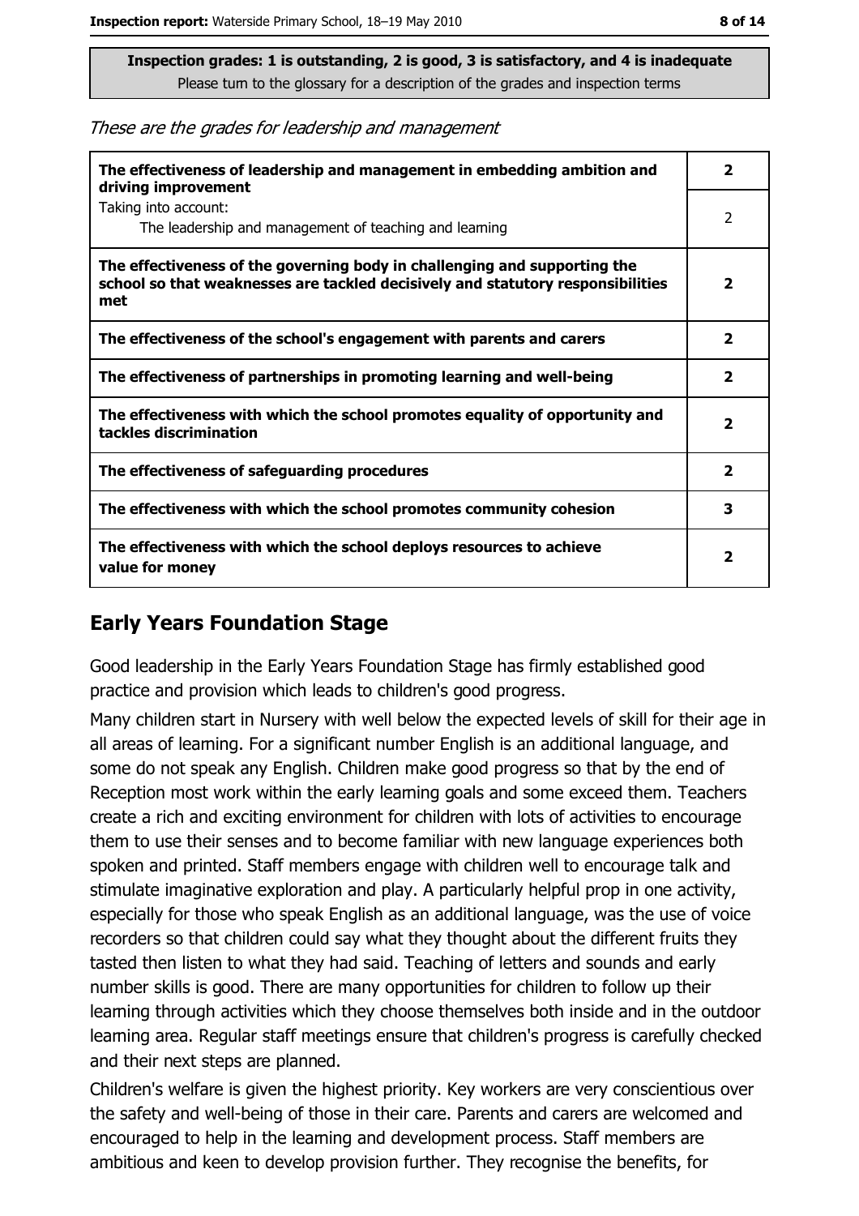**Inspection grades: 1 is outstanding, 2 is good, 3 is satisfactory, and 4 is inadequate**
Please turn to the glossary for a description of the grades and inspection terms

*These are the grades for leadership and management*

| | |
|---|---|
| **The effectiveness of leadership and management in embedding ambition and driving improvement** | **2** |
| Taking into account: The leadership and management of teaching and learning | 2 |
| **The effectiveness of the governing body in challenging and supporting the school so that weaknesses are tackled decisively and statutory responsibilities met** | **2** |
| **The effectiveness of the school's engagement with parents and carers** | **2** |
| **The effectiveness of partnerships in promoting learning and well-being** | **2** |
| **The effectiveness with which the school promotes equality of opportunity and tackles discrimination** | **2** |
| **The effectiveness of safeguarding procedures** | **2** |
| **The effectiveness with which the school promotes community cohesion** | **3** |
| **The effectiveness with which the school deploys resources to achieve value for money** | **2** |

## Early Years Foundation Stage

Good leadership in the Early Years Foundation Stage has firmly established good practice and provision which leads to children's good progress.

Many children start in Nursery with well below the expected levels of skill for their age in all areas of learning. For a significant number English is an additional language, and some do not speak any English. Children make good progress so that by the end of Reception most work within the early learning goals and some exceed them. Teachers create a rich and exciting environment for children with lots of activities to encourage them to use their senses and to become familiar with new language experiences both spoken and printed. Staff members engage with children well to encourage talk and stimulate imaginative exploration and play. A particularly helpful prop in one activity, especially for those who speak English as an additional language, was the use of voice recorders so that children could say what they thought about the different fruits they tasted then listen to what they had said. Teaching of letters and sounds and early number skills is good. There are many opportunities for children to follow up their learning through activities which they choose themselves both inside and in the outdoor learning area. Regular staff meetings ensure that children's progress is carefully checked and their next steps are planned.

Children's welfare is given the highest priority. Key workers are very conscientious over the safety and well-being of those in their care. Parents and carers are welcomed and encouraged to help in the learning and development process. Staff members are ambitious and keen to develop provision further. They recognise the benefits, for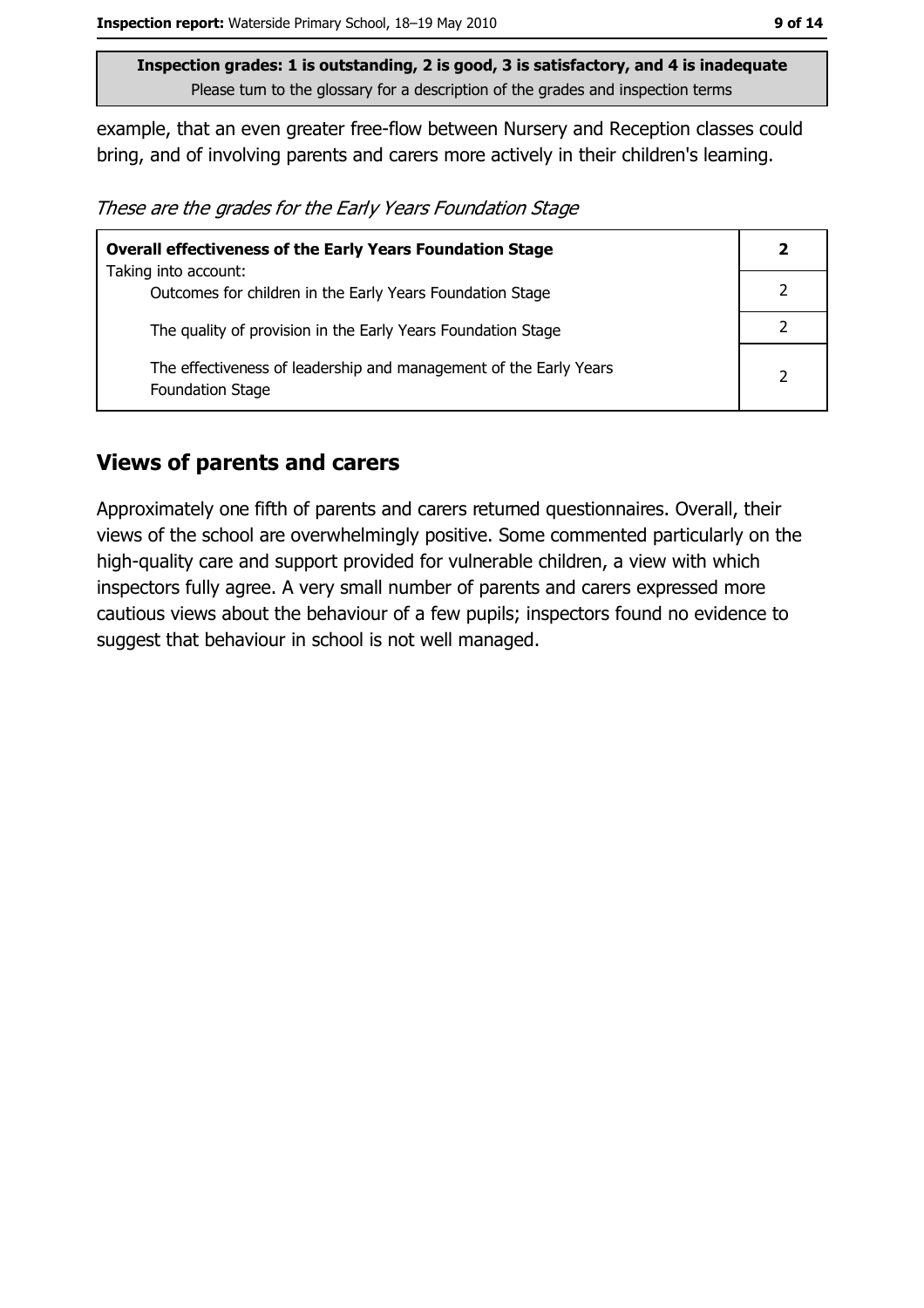example, that an even greater free-flow between Nursery and Reception classes could bring, and of involving parents and carers more actively in their children's learning.

*These are the grades for the Early Years Foundation Stage*

| **Overall effectiveness of the Early Years Foundation Stage** | **2** |
|---|---|
| Taking into account: Outcomes for children in the Early Years Foundation Stage | 2 |
| The quality of provision in the Early Years Foundation Stage | 2 |
| The effectiveness of leadership and management of the Early Years Foundation Stage | 2 |

## Views of parents and carers

Approximately one fifth of parents and carers returned questionnaires. Overall, their views of the school are overwhelmingly positive. Some commented particularly on the high-quality care and support provided for vulnerable children, a view with which inspectors fully agree. A very small number of parents and carers expressed more cautious views about the behaviour of a few pupils; inspectors found no evidence to suggest that behaviour in school is not well managed.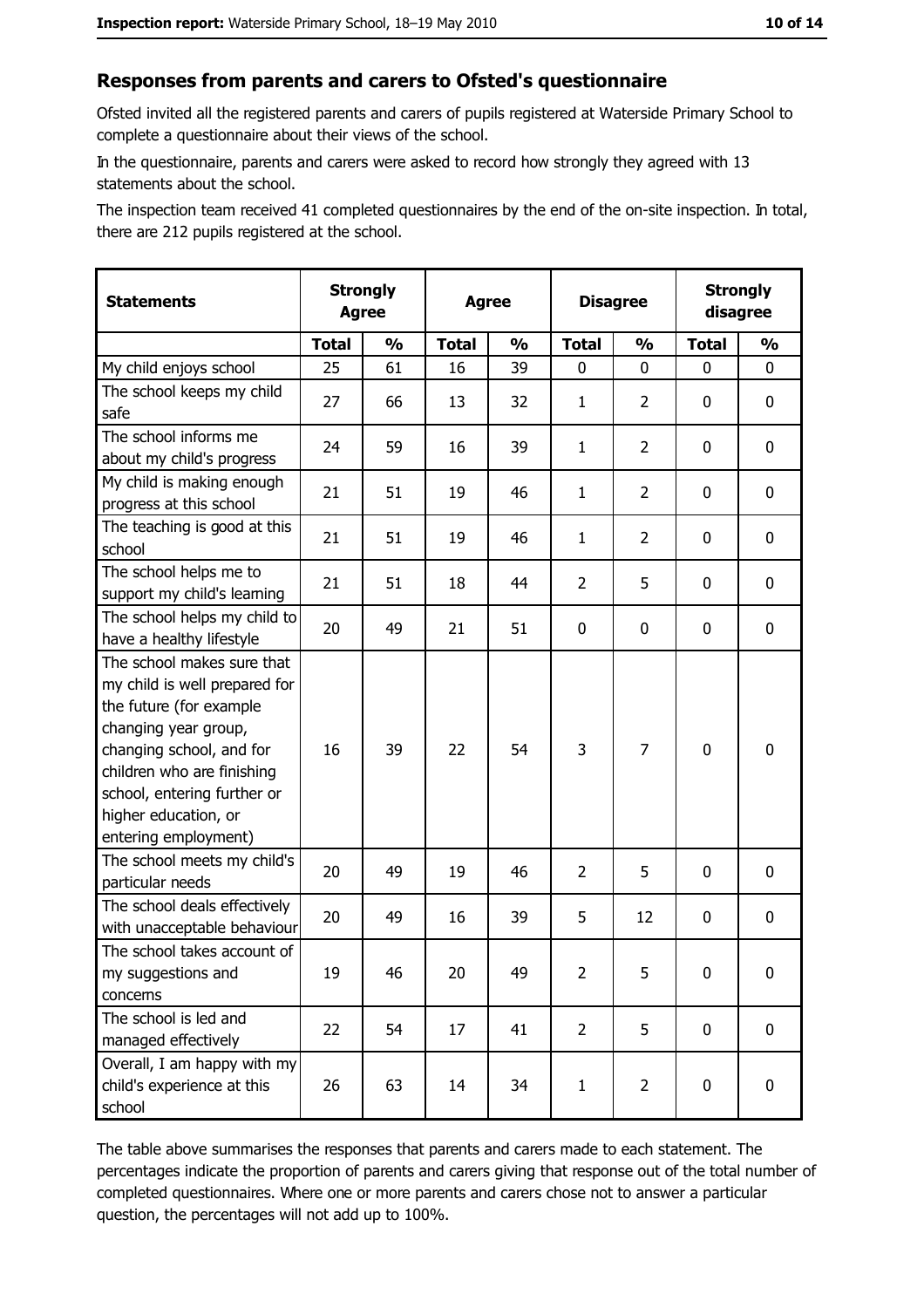## Responses from parents and carers to Ofsted's questionnaire

Ofsted invited all the registered parents and carers of pupils registered at Waterside Primary School to complete a questionnaire about their views of the school.

In the questionnaire, parents and carers were asked to record how strongly they agreed with 13 statements about the school.

The inspection team received 41 completed questionnaires by the end of the on-site inspection. In total, there are 212 pupils registered at the school.

| Statements | Strongly Agree | | Agree | | Disagree | | Strongly disagree | |
|---|---|---|---|---|---|---|---|---|
| | Total | % | Total | % | Total | % | Total | % |
| My child enjoys school | 25 | 61 | 16 | 39 | 0 | 0 | 0 | 0 |
| The school keeps my child safe | 27 | 66 | 13 | 32 | 1 | 2 | 0 | 0 |
| The school informs me about my child's progress | 24 | 59 | 16 | 39 | 1 | 2 | 0 | 0 |
| My child is making enough progress at this school | 21 | 51 | 19 | 46 | 1 | 2 | 0 | 0 |
| The teaching is good at this school | 21 | 51 | 19 | 46 | 1 | 2 | 0 | 0 |
| The school helps me to support my child's learning | 21 | 51 | 18 | 44 | 2 | 5 | 0 | 0 |
| The school helps my child to have a healthy lifestyle | 20 | 49 | 21 | 51 | 0 | 0 | 0 | 0 |
| The school makes sure that my child is well prepared for the future (for example changing year group, changing school, and for children who are finishing school, entering further or higher education, or entering employment) | 16 | 39 | 22 | 54 | 3 | 7 | 0 | 0 |
| The school meets my child's particular needs | 20 | 49 | 19 | 46 | 2 | 5 | 0 | 0 |
| The school deals effectively with unacceptable behaviour | 20 | 49 | 16 | 39 | 5 | 12 | 0 | 0 |
| The school takes account of my suggestions and concerns | 19 | 46 | 20 | 49 | 2 | 5 | 0 | 0 |
| The school is led and managed effectively | 22 | 54 | 17 | 41 | 2 | 5 | 0 | 0 |
| Overall, I am happy with my child's experience at this school | 26 | 63 | 14 | 34 | 1 | 2 | 0 | 0 |

The table above summarises the responses that parents and carers made to each statement. The percentages indicate the proportion of parents and carers giving that response out of the total number of completed questionnaires. Where one or more parents and carers chose not to answer a particular question, the percentages will not add up to 100%.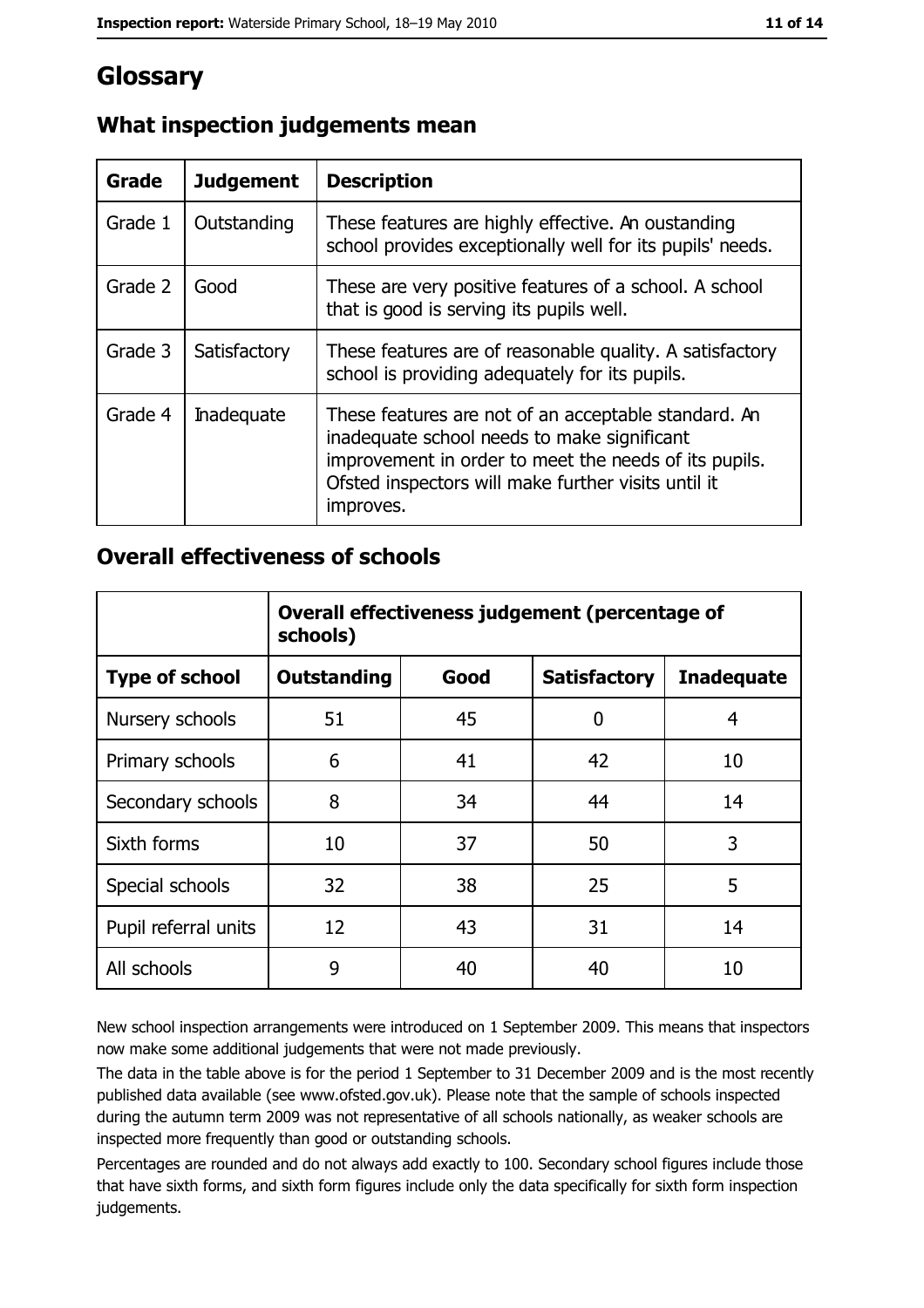# Glossary

## What inspection judgements mean

| Grade | Judgement | Description |
| --- | --- | --- |
| Grade 1 | Outstanding | These features are highly effective. An oustanding school provides exceptionally well for its pupils' needs. |
| Grade 2 | Good | These are very positive features of a school. A school that is good is serving its pupils well. |
| Grade 3 | Satisfactory | These features are of reasonable quality. A satisfactory school is providing adequately for its pupils. |
| Grade 4 | Inadequate | These features are not of an acceptable standard. An inadequate school needs to make significant improvement in order to meet the needs of its pupils. Ofsted inspectors will make further visits until it improves. |

## Overall effectiveness of schools

| | Overall effectiveness judgement (percentage of schools) | | | |
| --- | --- | --- | --- | --- |
| **Type of school** | **Outstanding** | **Good** | **Satisfactory** | **Inadequate** |
| Nursery schools | 51 | 45 | 0 | 4 |
| Primary schools | 6 | 41 | 42 | 10 |
| Secondary schools | 8 | 34 | 44 | 14 |
| Sixth forms | 10 | 37 | 50 | 3 |
| Special schools | 32 | 38 | 25 | 5 |
| Pupil referral units | 12 | 43 | 31 | 14 |
| All schools | 9 | 40 | 40 | 10 |

New school inspection arrangements were introduced on 1 September 2009. This means that inspectors now make some additional judgements that were not made previously.

The data in the table above is for the period 1 September to 31 December 2009 and is the most recently published data available (see www.ofsted.gov.uk). Please note that the sample of schools inspected during the autumn term 2009 was not representative of all schools nationally, as weaker schools are inspected more frequently than good or outstanding schools.

Percentages are rounded and do not always add exactly to 100. Secondary school figures include those that have sixth forms, and sixth form figures include only the data specifically for sixth form inspection judgements.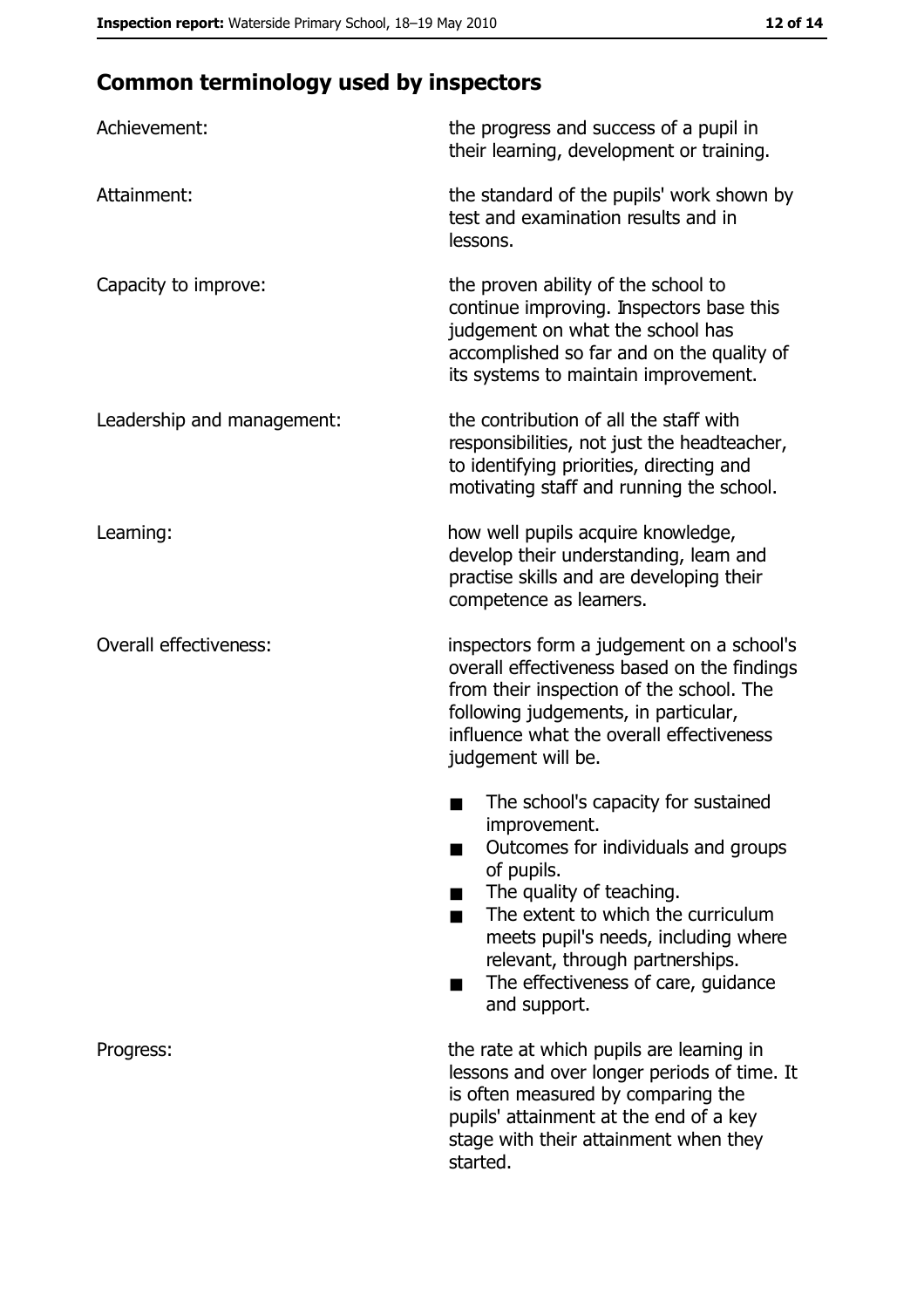## Common terminology used by inspectors

| | |
|---|---|
| Achievement: | the progress and success of a pupil in their learning, development or training. |
| Attainment: | the standard of the pupils' work shown by test and examination results and in lessons. |
| Capacity to improve: | the proven ability of the school to continue improving. Inspectors base this judgement on what the school has accomplished so far and on the quality of its systems to maintain improvement. |
| Leadership and management: | the contribution of all the staff with responsibilities, not just the headteacher, to identifying priorities, directing and motivating staff and running the school. |
| Learning: | how well pupils acquire knowledge, develop their understanding, learn and practise skills and are developing their competence as learners. |
| Overall effectiveness: | inspectors form a judgement on a school's overall effectiveness based on the findings from their inspection of the school. The following judgements, in particular, influence what the overall effectiveness judgement will be.<br>■ The school's capacity for sustained improvement.<br>■ Outcomes for individuals and groups of pupils.<br>■ The quality of teaching.<br>■ The extent to which the curriculum meets pupil's needs, including where relevant, through partnerships.<br>■ The effectiveness of care, guidance and support. |
| Progress: | the rate at which pupils are learning in lessons and over longer periods of time. It is often measured by comparing the pupils' attainment at the end of a key stage with their attainment when they started. |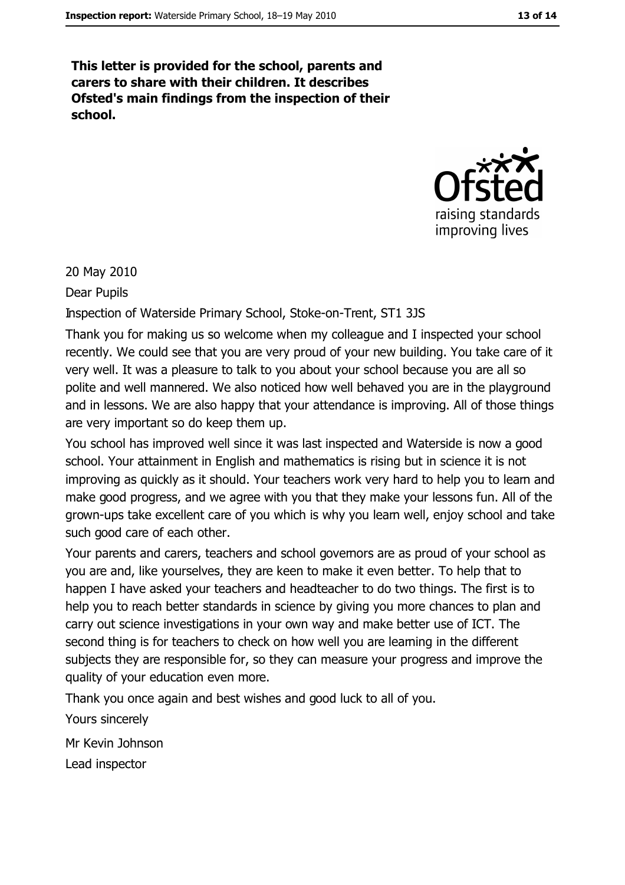**This letter is provided for the school, parents and carers to share with their children. It describes Ofsted's main findings from the inspection of their school.**

20 May 2010

Dear Pupils

Inspection of Waterside Primary School, Stoke-on-Trent, ST1 3JS

Thank you for making us so welcome when my colleague and I inspected your school recently. We could see that you are very proud of your new building. You take care of it very well. It was a pleasure to talk to you about your school because you are all so polite and well mannered. We also noticed how well behaved you are in the playground and in lessons. We are also happy that your attendance is improving. All of those things are very important so do keep them up.

You school has improved well since it was last inspected and Waterside is now a good school. Your attainment in English and mathematics is rising but in science it is not improving as quickly as it should. Your teachers work very hard to help you to learn and make good progress, and we agree with you that they make your lessons fun. All of the grown-ups take excellent care of you which is why you learn well, enjoy school and take such good care of each other.

Your parents and carers, teachers and school governors are as proud of your school as you are and, like yourselves, they are keen to make it even better. To help that to happen I have asked your teachers and headteacher to do two things. The first is to help you to reach better standards in science by giving you more chances to plan and carry out science investigations in your own way and make better use of ICT. The second thing is for teachers to check on how well you are learning in the different subjects they are responsible for, so they can measure your progress and improve the quality of your education even more.

Thank you once again and best wishes and good luck to all of you.

Yours sincerely

Mr Kevin Johnson

Lead inspector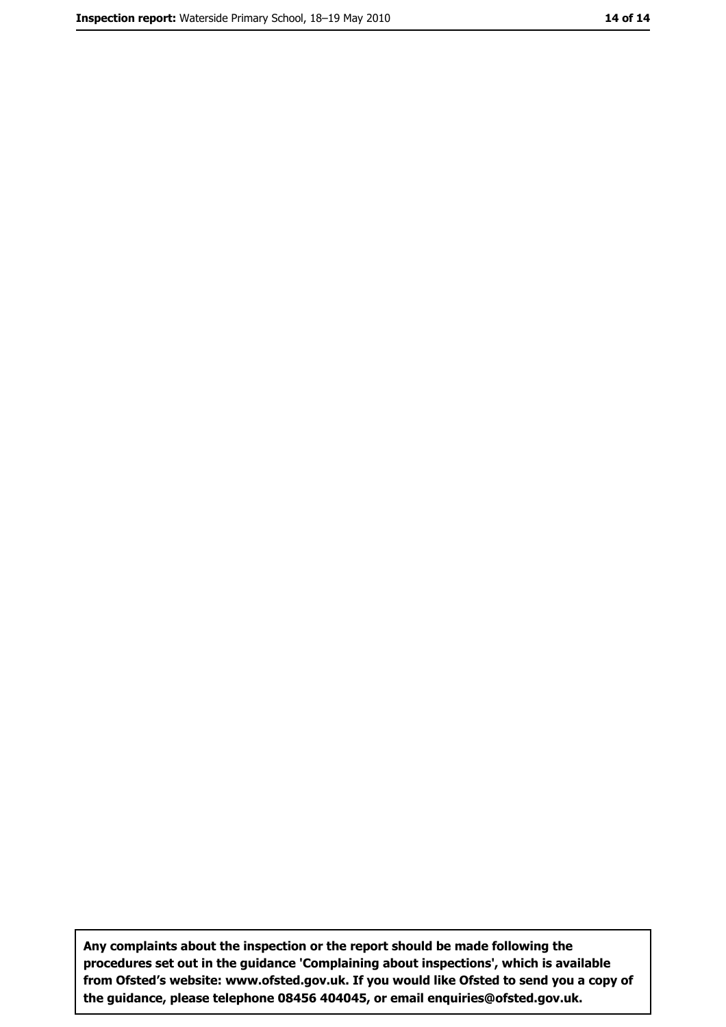**Any complaints about the inspection or the report should be made following the procedures set out in the guidance 'Complaining about inspections', which is available from Ofsted's website: www.ofsted.gov.uk. If you would like Ofsted to send you a copy of the guidance, please telephone 08456 404045, or email enquiries@ofsted.gov.uk.**